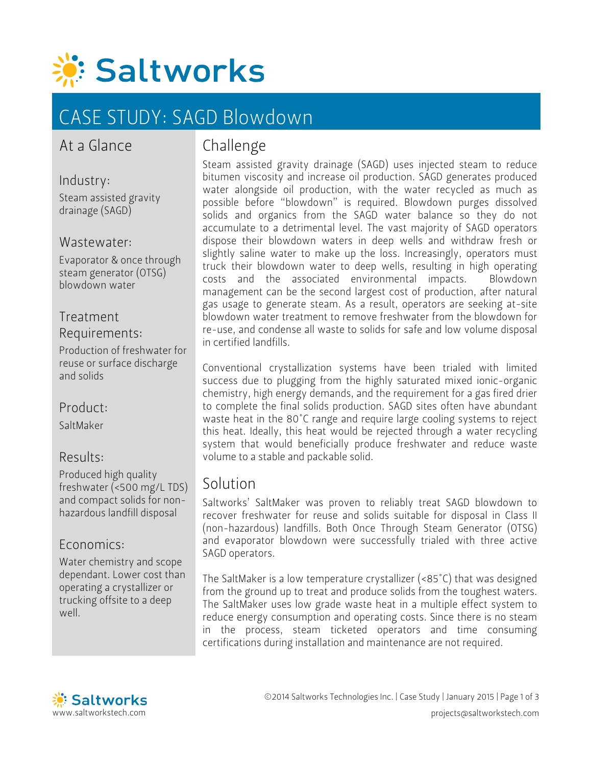# Saltworks

## CASE STUDY: SAGD Blowdown

### At a Glance

**Industry:**

Steam assisted gravity drainage (SAGD)

**Wastewater:**

Evaporator & once through steam generator (OTSG) blowdown water

**Treatment Requirements:**

Production of freshwater for reuse or surface discharge and solids

**Product:**

SaltMaker

**Results:**

Produced high quality freshwater (<500 mg/L TDS) and compact solids for non-hazardous landfill disposal

**Economics:**

Water chemistry and scope dependant. Lower cost than operating a crystallizer or trucking offsite to a deep well.

### Challenge

Steam assisted gravity drainage (SAGD) uses injected steam to reduce bitumen viscosity and increase oil production. SAGD generates produced water alongside oil production, with the water recycled as much as possible before "blowdown" is required. Blowdown purges dissolved solids and organics from the SAGD water balance so they do not accumulate to a detrimental level. The vast majority of SAGD operators dispose their blowdown waters in deep wells and withdraw fresh or slightly saline water to make up the loss. Increasingly, operators must truck their blowdown water to deep wells, resulting in high operating costs and the associated environmental impacts. Blowdown management can be the second largest cost of production, after natural gas usage to generate steam. As a result, operators are seeking at-site blowdown water treatment to remove freshwater from the blowdown for re-use, and condense all waste to solids for safe and low volume disposal in certified landfills.

Conventional crystallization systems have been trialed with limited success due to plugging from the highly saturated mixed ionic-organic chemistry, high energy demands, and the requirement for a gas fired drier to complete the final solids production. SAGD sites often have abundant waste heat in the 80˚C range and require large cooling systems to reject this heat. Ideally, this heat would be rejected through a water recycling system that would beneficially produce freshwater and reduce waste volume to a stable and packable solid.

### Solution

Saltworks' SaltMaker was proven to reliably treat SAGD blowdown to recover freshwater for reuse and solids suitable for disposal in Class II (non-hazardous) landfills. Both Once Through Steam Generator (OTSG) and evaporator blowdown were successfully trialed with three active SAGD operators.

The SaltMaker is a low temperature crystallizer (<85˚C) that was designed from the ground up to treat and produce solids from the toughest waters. The SaltMaker uses low grade waste heat in a multiple effect system to reduce energy consumption and operating costs. Since there is no steam in the process, steam ticketed operators and time consuming certifications during installation and maintenance are not required.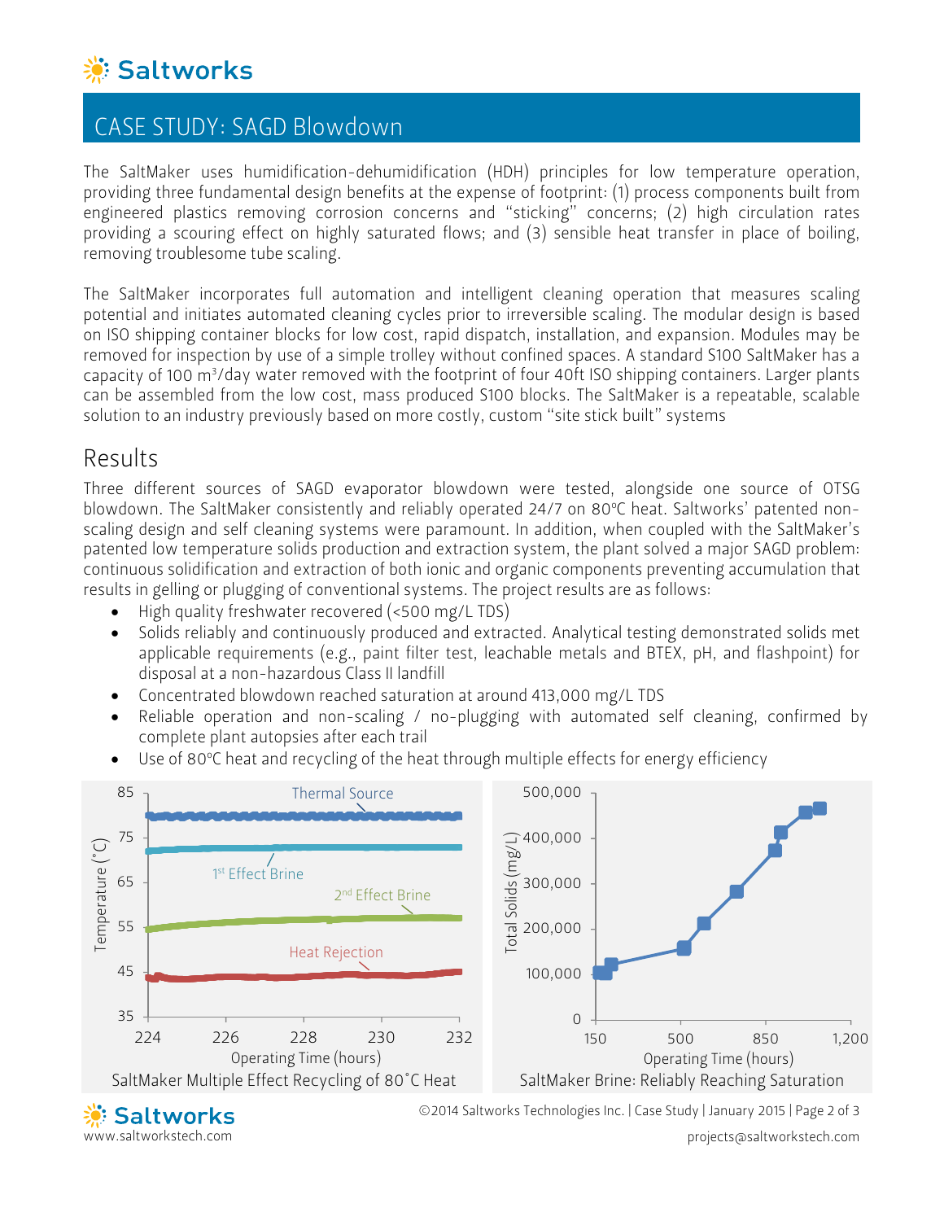# CASE STUDY: SAGD Blowdown

The SaltMaker uses humidification-dehumidification (HDH) principles for low temperature operation, providing three fundamental design benefits at the expense of footprint: (1) process components built from engineered plastics removing corrosion concerns and "sticking" concerns; (2) high circulation rates providing a scouring effect on highly saturated flows; and (3) sensible heat transfer in place of boiling, removing troublesome tube scaling.

The SaltMaker incorporates full automation and intelligent cleaning operation that measures scaling potential and initiates automated cleaning cycles prior to irreversible scaling. The modular design is based on ISO shipping container blocks for low cost, rapid dispatch, installation, and expansion. Modules may be removed for inspection by use of a simple trolley without confined spaces. A standard S100 SaltMaker has a capacity of 100 $m^3$/day water removed with the footprint of four 40ft ISO shipping containers. Larger plants can be assembled from the low cost, mass produced S100 blocks. The SaltMaker is a repeatable, scalable solution to an industry previously based on more costly, custom "site stick built" systems

## Results

Three different sources of SAGD evaporator blowdown were tested, alongside one source of OTSG blowdown. The SaltMaker consistently and reliably operated 24/7 on 80ºC heat. Saltworks' patented non-scaling design and self cleaning systems were paramount. In addition, when coupled with the SaltMaker's patented low temperature solids production and extraction system, the plant solved a major SAGD problem: continuous solidification and extraction of both ionic and organic components preventing accumulation that results in gelling or plugging of conventional systems. The project results are as follows:

- High quality freshwater recovered (<500 mg/L TDS)
- Solids reliably and continuously produced and extracted. Analytical testing demonstrated solids met applicable requirements (e.g., paint filter test, leachable metals and BTEX, pH, and flashpoint) for disposal at a non-hazardous Class II landfill
- Concentrated blowdown reached saturation at around 413,000 mg/L TDS
- Reliable operation and non-scaling / no-plugging with automated self cleaning, confirmed by complete plant autopsies after each trail
- Use of 80ºC heat and recycling of the heat through multiple effects for energy efficiency

SaltMaker Multiple Effect Recycling of 80˚C Heat

SaltMaker Brine: Reliably Reaching Saturation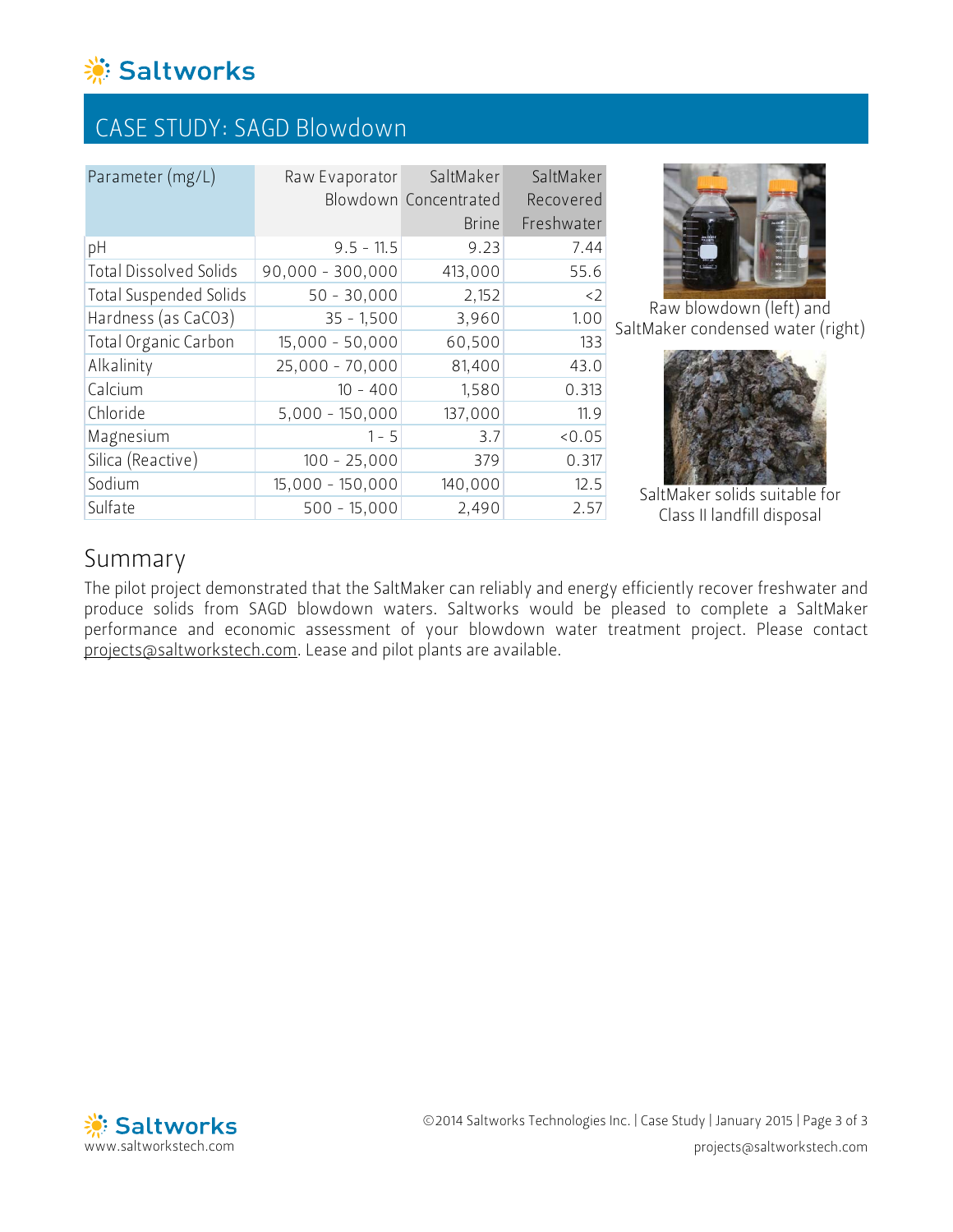# CASE STUDY: SAGD Blowdown

| Parameter (mg/L) | Raw Evaporator Blowdown | SaltMaker Concentrated Brine | SaltMaker Recovered Freshwater |
|---|---|---|---|
| pH | 9.5 - 11.5 | 9.23 | 7.44 |
| Total Dissolved Solids | 90,000 - 300,000 | 413,000 | 55.6 |
| Total Suspended Solids | 50 - 30,000 | 2,152 | <2 |
| Hardness (as CaCO3) | 35 - 1,500 | 3,960 | 1.00 |
| Total Organic Carbon | 15,000 - 50,000 | 60,500 | 133 |
| Alkalinity | 25,000 - 70,000 | 81,400 | 43.0 |
| Calcium | 10 - 400 | 1,580 | 0.313 |
| Chloride | 5,000 - 150,000 | 137,000 | 11.9 |
| Magnesium | 1 - 5 | 3.7 | <0.05 |
| Silica (Reactive) | 100 - 25,000 | 379 | 0.317 |
| Sodium | 15,000 - 150,000 | 140,000 | 12.5 |
| Sulfate | 500 - 15,000 | 2,490 | 2.57 |

Raw blowdown (left) and SaltMaker condensed water (right)

SaltMaker solids suitable for Class II landfill disposal

## Summary

The pilot project demonstrated that the SaltMaker can reliably and energy efficiently recover freshwater and produce solids from SAGD blowdown waters. Saltworks would be pleased to complete a SaltMaker performance and economic assessment of your blowdown water treatment project. Please contact projects@saltworkstech.com. Lease and pilot plants are available.